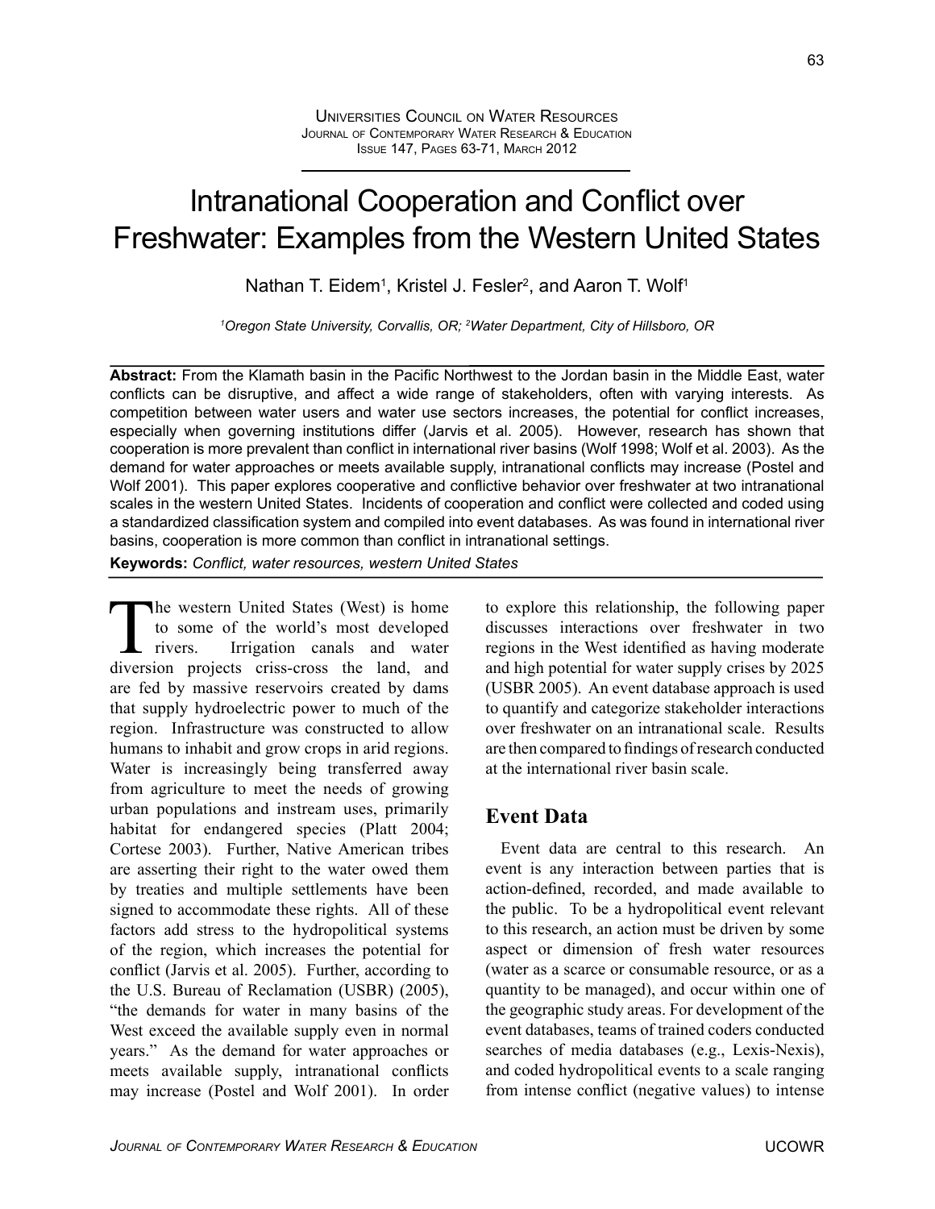# Intranational Cooperation and Conflict over Freshwater: Examples from the Western United States

Nathan T. Eidem[1], Kristel J. Fesler[2], and Aaron T. Wolf[1]

*[1]Oregon State University, Corvallis, OR; [2]Water Department, City of Hillsboro, OR*

**Abstract:** From the Klamath basin in the Pacific Northwest to the Jordan basin in the Middle East, water conflicts can be disruptive, and affect a wide range of stakeholders, often with varying interests. As competition between water users and water use sectors increases, the potential for conflict increases, especially when governing institutions differ (Jarvis et al. 2005). However, research has shown that cooperation is more prevalent than conflict in international river basins (Wolf 1998; Wolf et al. 2003). As the demand for water approaches or meets available supply, intranational conflicts may increase (Postel and Wolf 2001). This paper explores cooperative and conflictive behavior over freshwater at two intranational scales in the western United States. Incidents of cooperation and conflict were collected and coded using a standardized classification system and compiled into event databases. As was found in international river basins, cooperation is more common than conflict in intranational settings.

**Keywords:** *Conflict, water resources, western United States*

The western United States (West) is home to some of the world's most developed rivers. Irrigation canals and water diversion projects criss-cross the land, and are fed by massive reservoirs created by dams that supply hydroelectric power to much of the region. Infrastructure was constructed to allow humans to inhabit and grow crops in arid regions. Water is increasingly being transferred away from agriculture to meet the needs of growing urban populations and instream uses, primarily habitat for endangered species (Platt 2004; Cortese 2003). Further, Native American tribes are asserting their right to the water owed them by treaties and multiple settlements have been signed to accommodate these rights. All of these factors add stress to the hydropolitical systems of the region, which increases the potential for conflict (Jarvis et al. 2005). Further, according to the U.S. Bureau of Reclamation (USBR) (2005), "the demands for water in many basins of the West exceed the available supply even in normal years." As the demand for water approaches or meets available supply, intranational conflicts may increase (Postel and Wolf 2001). In order to explore this relationship, the following paper discusses interactions over freshwater in two regions in the West identified as having moderate and high potential for water supply crises by 2025 (USBR 2005). An event database approach is used to quantify and categorize stakeholder interactions over freshwater on an intranational scale. Results are then compared to findings of research conducted at the international river basin scale.

## Event Data

Event data are central to this research. An event is any interaction between parties that is action-defined, recorded, and made available to the public. To be a hydropolitical event relevant to this research, an action must be driven by some aspect or dimension of fresh water resources (water as a scarce or consumable resource, or as a quantity to be managed), and occur within one of the geographic study areas. For development of the event databases, teams of trained coders conducted searches of media databases (e.g., Lexis-Nexis), and coded hydropolitical events to a scale ranging from intense conflict (negative values) to intense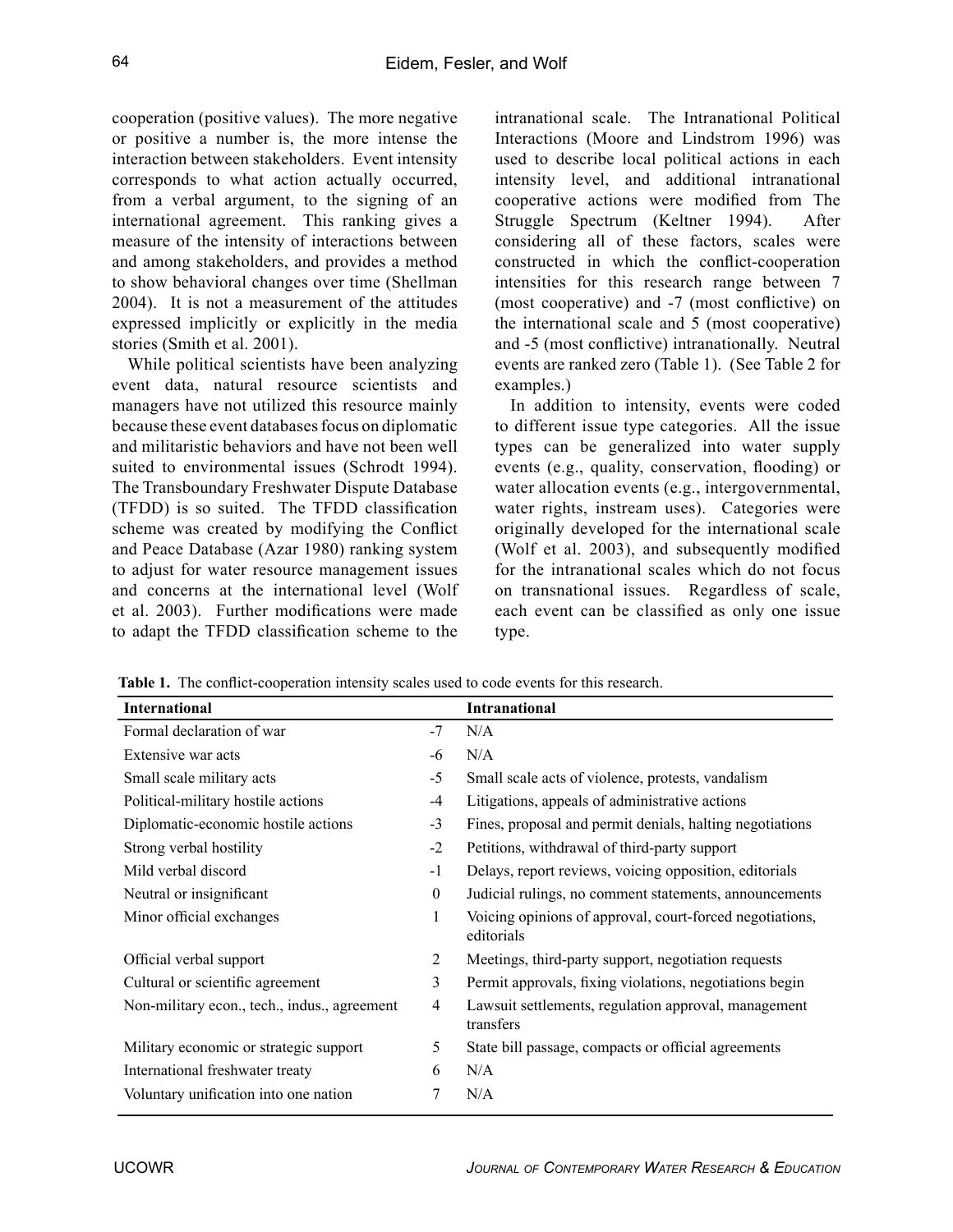cooperation (positive values). The more negative or positive a number is, the more intense the interaction between stakeholders. Event intensity corresponds to what action actually occurred, from a verbal argument, to the signing of an international agreement. This ranking gives a measure of the intensity of interactions between and among stakeholders, and provides a method to show behavioral changes over time (Shellman 2004). It is not a measurement of the attitudes expressed implicitly or explicitly in the media stories (Smith et al. 2001).

While political scientists have been analyzing event data, natural resource scientists and managers have not utilized this resource mainly because these event databases focus on diplomatic and militaristic behaviors and have not been well suited to environmental issues (Schrodt 1994). The Transboundary Freshwater Dispute Database (TFDD) is so suited. The TFDD classification scheme was created by modifying the Conflict and Peace Database (Azar 1980) ranking system to adjust for water resource management issues and concerns at the international level (Wolf et al. 2003). Further modifications were made to adapt the TFDD classification scheme to the intranational scale. The Intranational Political Interactions (Moore and Lindstrom 1996) was used to describe local political actions in each intensity level, and additional intranational cooperative actions were modified from The Struggle Spectrum (Keltner 1994). After considering all of these factors, scales were constructed in which the conflict-cooperation intensities for this research range between 7 (most cooperative) and -7 (most conflictive) on the international scale and 5 (most cooperative) and -5 (most conflictive) intranationally. Neutral events are ranked zero (Table 1). (See Table 2 for examples.)

In addition to intensity, events were coded to different issue type categories. All the issue types can be generalized into water supply events (e.g., quality, conservation, flooding) or water allocation events (e.g., intergovernmental, water rights, instream uses). Categories were originally developed for the international scale (Wolf et al. 2003), and subsequently modified for the intranational scales which do not focus on transnational issues. Regardless of scale, each event can be classified as only one issue type.

**Table 1.** The conflict-cooperation intensity scales used to code events for this research.

| International | | Intranational |
|---|---|---|
| Formal declaration of war | -7 | N/A |
| Extensive war acts | -6 | N/A |
| Small scale military acts | -5 | Small scale acts of violence, protests, vandalism |
| Political-military hostile actions | -4 | Litigations, appeals of administrative actions |
| Diplomatic-economic hostile actions | -3 | Fines, proposal and permit denials, halting negotiations |
| Strong verbal hostility | -2 | Petitions, withdrawal of third-party support |
| Mild verbal discord | -1 | Delays, report reviews, voicing opposition, editorials |
| Neutral or insignificant | 0 | Judicial rulings, no comment statements, announcements |
| Minor official exchanges | 1 | Voicing opinions of approval, court-forced negotiations, editorials |
| Official verbal support | 2 | Meetings, third-party support, negotiation requests |
| Cultural or scientific agreement | 3 | Permit approvals, fixing violations, negotiations begin |
| Non-military econ., tech., indus., agreement | 4 | Lawsuit settlements, regulation approval, management transfers |
| Military economic or strategic support | 5 | State bill passage, compacts or official agreements |
| International freshwater treaty | 6 | N/A |
| Voluntary unification into one nation | 7 | N/A |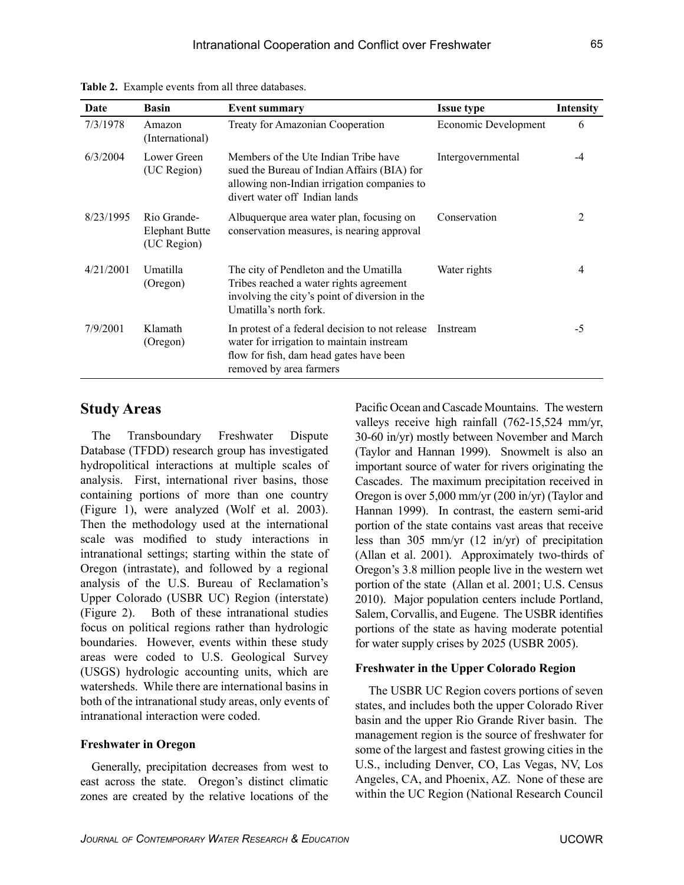**Table 2.** Example events from all three databases.

| Date | Basin | Event summary | Issue type | Intensity |
|---|---|---|---|---|
| 7/3/1978 | Amazon (International) | Treaty for Amazonian Cooperation | Economic Development | 6 |
| 6/3/2004 | Lower Green (UC Region) | Members of the Ute Indian Tribe have sued the Bureau of Indian Affairs (BIA) for allowing non-Indian irrigation companies to divert water off Indian lands | Intergovernmental | -4 |
| 8/23/1995 | Rio Grande-Elephant Butte (UC Region) | Albuquerque area water plan, focusing on conservation measures, is nearing approval | Conservation | 2 |
| 4/21/2001 | Umatilla (Oregon) | The city of Pendleton and the Umatilla Tribes reached a water rights agreement involving the city's point of diversion in the Umatilla's north fork. | Water rights | 4 |
| 7/9/2001 | Klamath (Oregon) | In protest of a federal decision to not release water for irrigation to maintain instream flow for fish, dam head gates have been removed by area farmers | Instream | -5 |

## Study Areas

The Transboundary Freshwater Dispute Database (TFDD) research group has investigated hydropolitical interactions at multiple scales of analysis. First, international river basins, those containing portions of more than one country (Figure 1), were analyzed (Wolf et al. 2003). Then the methodology used at the international scale was modified to study interactions in intranational settings; starting within the state of Oregon (intrastate), and followed by a regional analysis of the U.S. Bureau of Reclamation's Upper Colorado (USBR UC) Region (interstate) (Figure 2). Both of these intranational studies focus on political regions rather than hydrologic boundaries. However, events within these study areas were coded to U.S. Geological Survey (USGS) hydrologic accounting units, which are watersheds. While there are international basins in both of the intranational study areas, only events of intranational interaction were coded.

### Freshwater in Oregon

Generally, precipitation decreases from west to east across the state. Oregon's distinct climatic zones are created by the relative locations of the Pacific Ocean and Cascade Mountains. The western valleys receive high rainfall (762-15,524 mm/yr, 30-60 in/yr) mostly between November and March (Taylor and Hannan 1999). Snowmelt is also an important source of water for rivers originating the Cascades. The maximum precipitation received in Oregon is over 5,000 mm/yr (200 in/yr) (Taylor and Hannan 1999). In contrast, the eastern semi-arid portion of the state contains vast areas that receive less than 305 mm/yr (12 in/yr) of precipitation (Allan et al. 2001). Approximately two-thirds of Oregon's 3.8 million people live in the western wet portion of the state (Allan et al. 2001; U.S. Census 2010). Major population centers include Portland, Salem, Corvallis, and Eugene. The USBR identifies portions of the state as having moderate potential for water supply crises by 2025 (USBR 2005).

### Freshwater in the Upper Colorado Region

The USBR UC Region covers portions of seven states, and includes both the upper Colorado River basin and the upper Rio Grande River basin. The management region is the source of freshwater for some of the largest and fastest growing cities in the U.S., including Denver, CO, Las Vegas, NV, Los Angeles, CA, and Phoenix, AZ. None of these are within the UC Region (National Research Council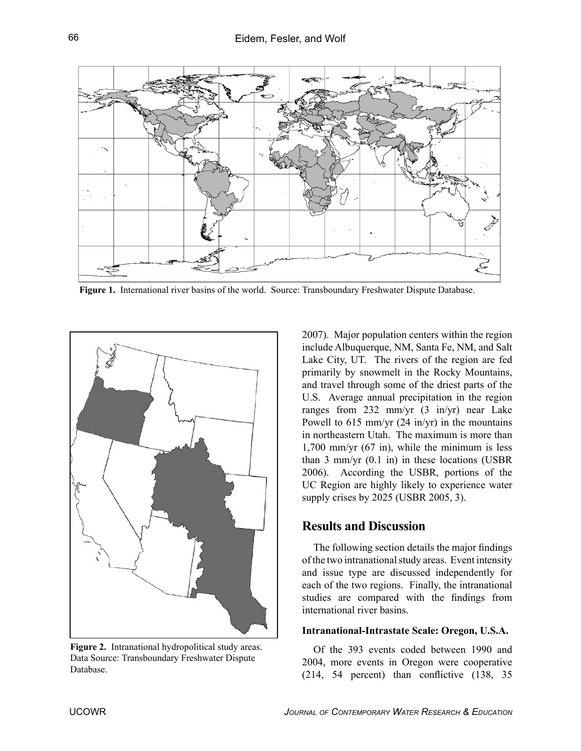Figure 1. International river basins of the world. Source: Transboundary Freshwater Dispute Database.

Figure 2. Intranational hydropolitical study areas. Data Source: Transboundary Freshwater Dispute Database.

2007). Major population centers within the region include Albuquerque, NM, Santa Fe, NM, and Salt Lake City, UT. The rivers of the region are fed primarily by snowmelt in the Rocky Mountains, and travel through some of the driest parts of the U.S. Average annual precipitation in the region ranges from 232 mm/yr (3 in/yr) near Lake Powell to 615 mm/yr (24 in/yr) in the mountains in northeastern Utah. The maximum is more than 1,700 mm/yr (67 in), while the minimum is less than 3 mm/yr (0.1 in) in these locations (USBR 2006). According the USBR, portions of the UC Region are highly likely to experience water supply crises by 2025 (USBR 2005, 3).

## Results and Discussion

The following section details the major findings of the two intranational study areas. Event intensity and issue type are discussed independently for each of the two regions. Finally, the intranational studies are compared with the findings from international river basins.

### Intranational-Intrastate Scale: Oregon, U.S.A.

Of the 393 events coded between 1990 and 2004, more events in Oregon were cooperative (214, 54 percent) than conflictive (138, 35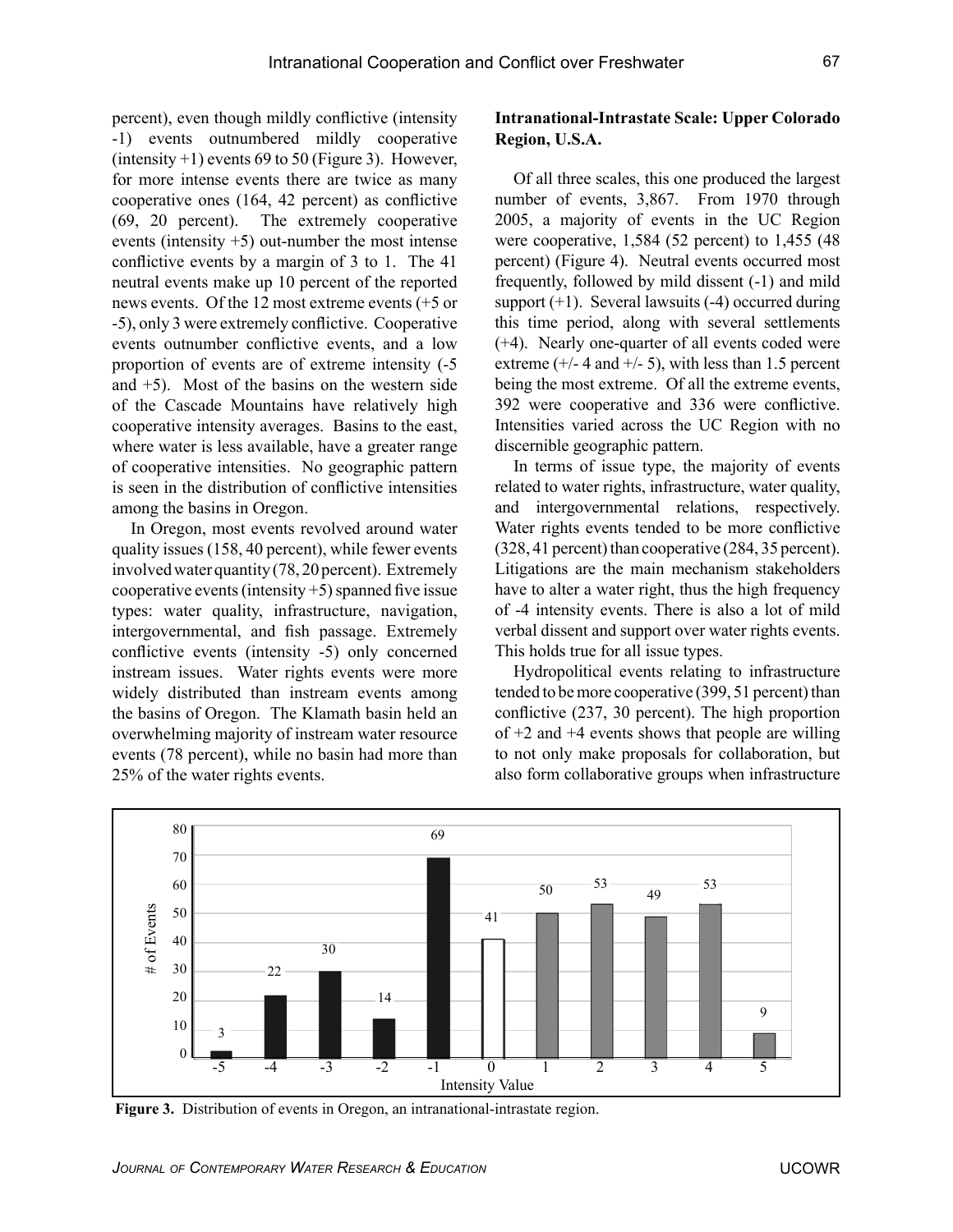percent), even though mildly conflictive (intensity -1) events outnumbered mildly cooperative (intensity +1) events 69 to 50 (Figure 3). However, for more intense events there are twice as many cooperative ones (164, 42 percent) as conflictive (69, 20 percent). The extremely cooperative events (intensity +5) out-number the most intense conflictive events by a margin of 3 to 1. The 41 neutral events make up 10 percent of the reported news events. Of the 12 most extreme events (+5 or -5), only 3 were extremely conflictive. Cooperative events outnumber conflictive events, and a low proportion of events are of extreme intensity (-5 and +5). Most of the basins on the western side of the Cascade Mountains have relatively high cooperative intensity averages. Basins to the east, where water is less available, have a greater range of cooperative intensities. No geographic pattern is seen in the distribution of conflictive intensities among the basins in Oregon.

In Oregon, most events revolved around water quality issues (158, 40 percent), while fewer events involved water quantity (78, 20 percent). Extremely cooperative events (intensity +5) spanned five issue types: water quality, infrastructure, navigation, intergovernmental, and fish passage. Extremely conflictive events (intensity -5) only concerned instream issues. Water rights events were more widely distributed than instream events among the basins of Oregon. The Klamath basin held an overwhelming majority of instream water resource events (78 percent), while no basin had more than 25% of the water rights events.

**Intranational-Intrastate Scale: Upper Colorado Region, U.S.A.**

Of all three scales, this one produced the largest number of events, 3,867. From 1970 through 2005, a majority of events in the UC Region were cooperative, 1,584 (52 percent) to 1,455 (48 percent) (Figure 4). Neutral events occurred most frequently, followed by mild dissent (-1) and mild support (+1). Several lawsuits (-4) occurred during this time period, along with several settlements (+4). Nearly one-quarter of all events coded were extreme (+/- 4 and +/- 5), with less than 1.5 percent being the most extreme. Of all the extreme events, 392 were cooperative and 336 were conflictive. Intensities varied across the UC Region with no discernible geographic pattern.

In terms of issue type, the majority of events related to water rights, infrastructure, water quality, and intergovernmental relations, respectively. Water rights events tended to be more conflictive (328, 41 percent) than cooperative (284, 35 percent). Litigations are the main mechanism stakeholders have to alter a water right, thus the high frequency of -4 intensity events. There is also a lot of mild verbal dissent and support over water rights events. This holds true for all issue types.

Hydropolitical events relating to infrastructure tended to be more cooperative (399, 51 percent) than conflictive (237, 30 percent). The high proportion of +2 and +4 events shows that people are willing to not only make proposals for collaboration, but also form collaborative groups when infrastructure

| Intensity Value | -5 | -4 | -3 | -2 | -1 | 0 | 1 | 2 | 3 | 4 | 5 |
|---|---|---|---|---|---|---|---|---|---|---|---|
| # of Events | 3 | 22 | 30 | 14 | 69 | 41 | 50 | 53 | 49 | 53 | 9 |

**Figure 3.** Distribution of events in Oregon, an intranational-intrastate region.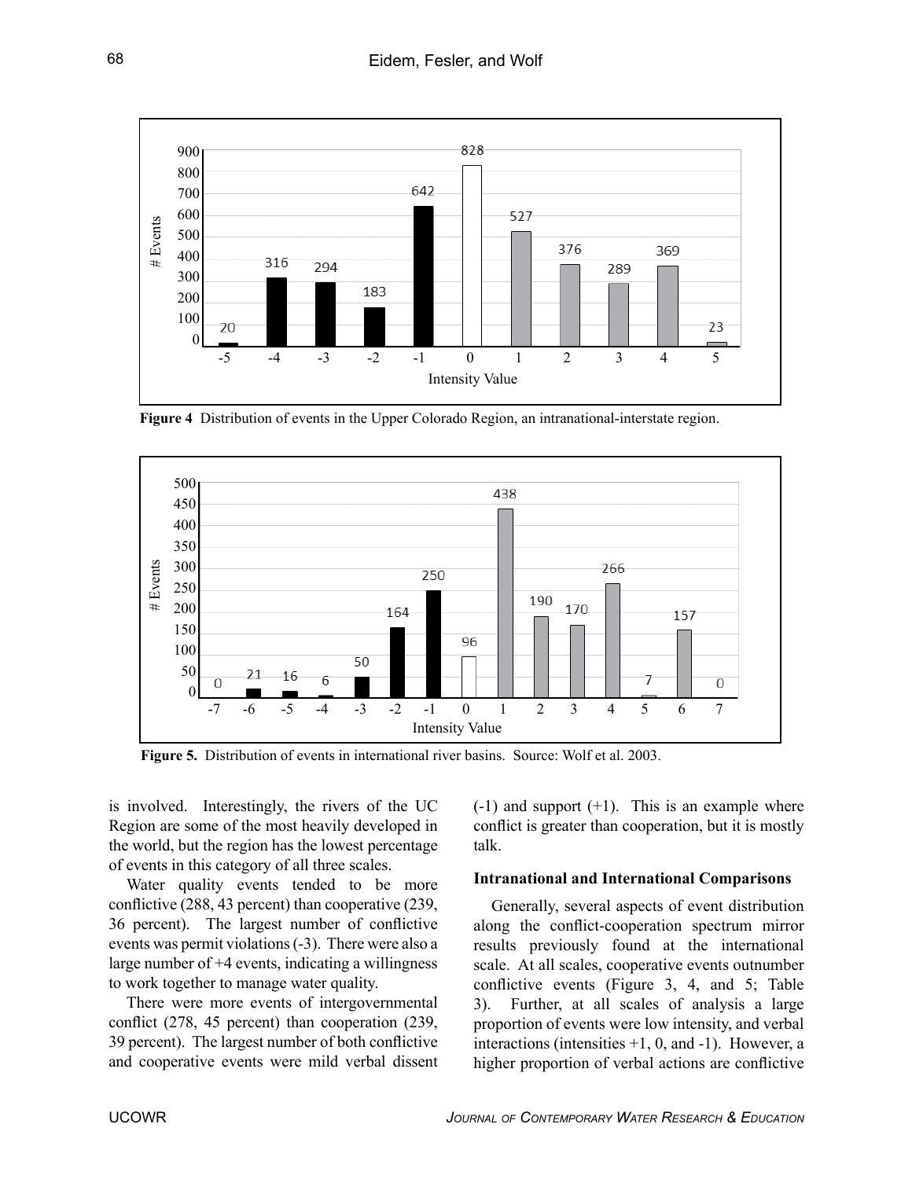Figure 4 Distribution of events in the Upper Colorado Region, an intranational-interstate region.

Figure 5. Distribution of events in international river basins. Source: Wolf et al. 2003.

is involved. Interestingly, the rivers of the UC Region are some of the most heavily developed in the world, but the region has the lowest percentage of events in this category of all three scales.

Water quality events tended to be more conflictive (288, 43 percent) than cooperative (239, 36 percent). The largest number of conflictive events was permit violations (-3). There were also a large number of +4 events, indicating a willingness to work together to manage water quality.

There were more events of intergovernmental conflict (278, 45 percent) than cooperation (239, 39 percent). The largest number of both conflictive and cooperative events were mild verbal dissent (-1) and support (+1). This is an example where conflict is greater than cooperation, but it is mostly talk.

### Intranational and International Comparisons

Generally, several aspects of event distribution along the conflict-cooperation spectrum mirror results previously found at the international scale. At all scales, cooperative events outnumber conflictive events (Figure 3, 4, and 5; Table 3). Further, at all scales of analysis a large proportion of events were low intensity, and verbal interactions (intensities +1, 0, and -1). However, a higher proportion of verbal actions are conflictive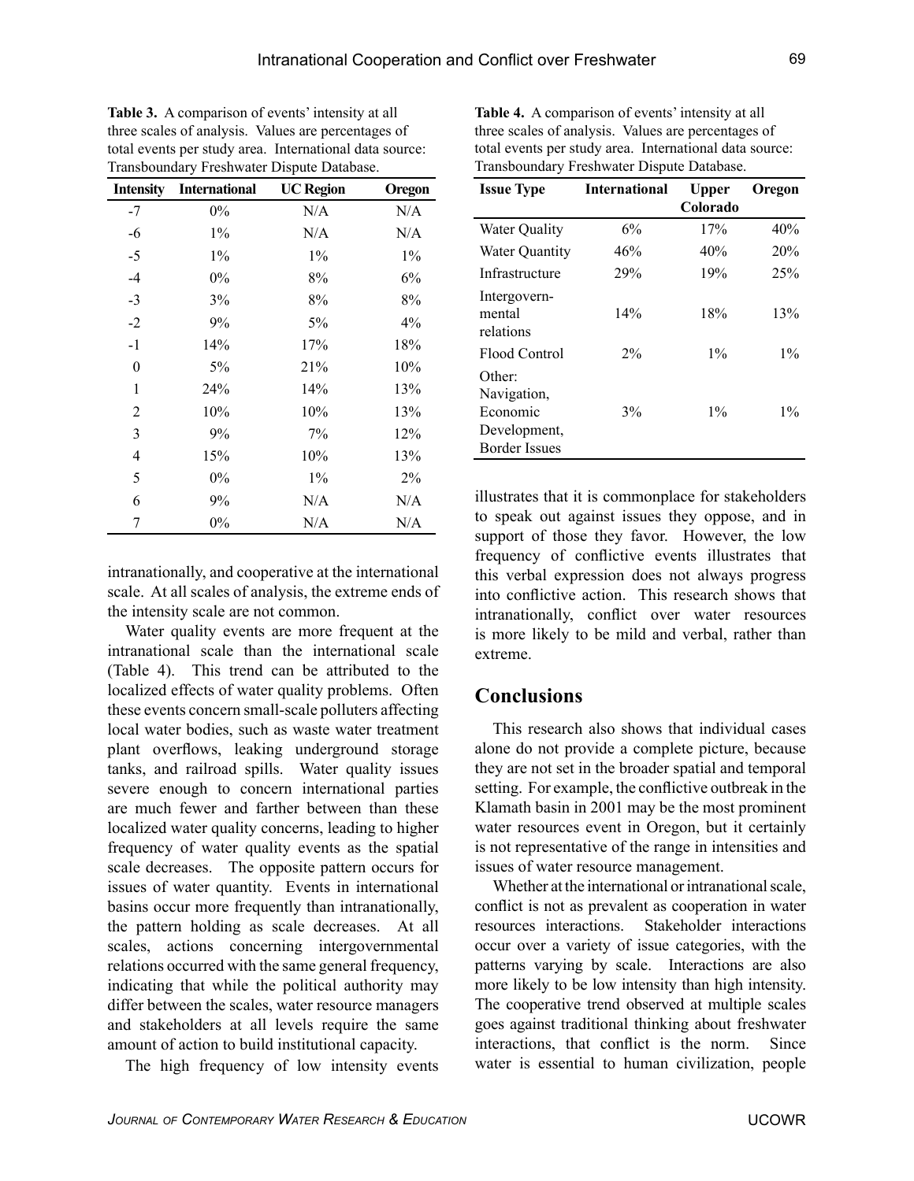**Table 3.** A comparison of events' intensity at all three scales of analysis. Values are percentages of total events per study area. International data source: Transboundary Freshwater Dispute Database.

| Intensity | International | UC Region | Oregon |
|---|---|---|---|
| -7 | 0% | N/A | N/A |
| -6 | 1% | N/A | N/A |
| -5 | 1% | 1% | 1% |
| -4 | 0% | 8% | 6% |
| -3 | 3% | 8% | 8% |
| -2 | 9% | 5% | 4% |
| -1 | 14% | 17% | 18% |
| 0 | 5% | 21% | 10% |
| 1 | 24% | 14% | 13% |
| 2 | 10% | 10% | 13% |
| 3 | 9% | 7% | 12% |
| 4 | 15% | 10% | 13% |
| 5 | 0% | 1% | 2% |
| 6 | 9% | N/A | N/A |
| 7 | 0% | N/A | N/A |

intranationally, and cooperative at the international scale. At all scales of analysis, the extreme ends of the intensity scale are not common.

Water quality events are more frequent at the intranational scale than the international scale (Table 4). This trend can be attributed to the localized effects of water quality problems. Often these events concern small-scale polluters affecting local water bodies, such as waste water treatment plant overflows, leaking underground storage tanks, and railroad spills. Water quality issues severe enough to concern international parties are much fewer and farther between than these localized water quality concerns, leading to higher frequency of water quality events as the spatial scale decreases. The opposite pattern occurs for issues of water quantity. Events in international basins occur more frequently than intranationally, the pattern holding as scale decreases. At all scales, actions concerning intergovernmental relations occurred with the same general frequency, indicating that while the political authority may differ between the scales, water resource managers and stakeholders at all levels require the same amount of action to build institutional capacity.

The high frequency of low intensity events illustrates that it is commonplace for stakeholders to speak out against issues they oppose, and in support of those they favor. However, the low frequency of conflictive events illustrates that this verbal expression does not always progress into conflictive action. This research shows that intranationally, conflict over water resources is more likely to be mild and verbal, rather than extreme.

**Table 4.** A comparison of events' intensity at all three scales of analysis. Values are percentages of total events per study area. International data source: Transboundary Freshwater Dispute Database.

| Issue Type | International | Upper Colorado | Oregon |
|---|---|---|---|
| Water Quality | 6% | 17% | 40% |
| Water Quantity | 46% | 40% | 20% |
| Infrastructure | 29% | 19% | 25% |
| Intergovern-mental relations | 14% | 18% | 13% |
| Flood Control | 2% | 1% | 1% |
| Other: Navigation, Economic Development, Border Issues | 3% | 1% | 1% |

## Conclusions

This research also shows that individual cases alone do not provide a complete picture, because they are not set in the broader spatial and temporal setting. For example, the conflictive outbreak in the Klamath basin in 2001 may be the most prominent water resources event in Oregon, but it certainly is not representative of the range in intensities and issues of water resource management.

Whether at the international or intranational scale, conflict is not as prevalent as cooperation in water resources interactions. Stakeholder interactions occur over a variety of issue categories, with the patterns varying by scale. Interactions are also more likely to be low intensity than high intensity. The cooperative trend observed at multiple scales goes against traditional thinking about freshwater interactions, that conflict is the norm. Since water is essential to human civilization, people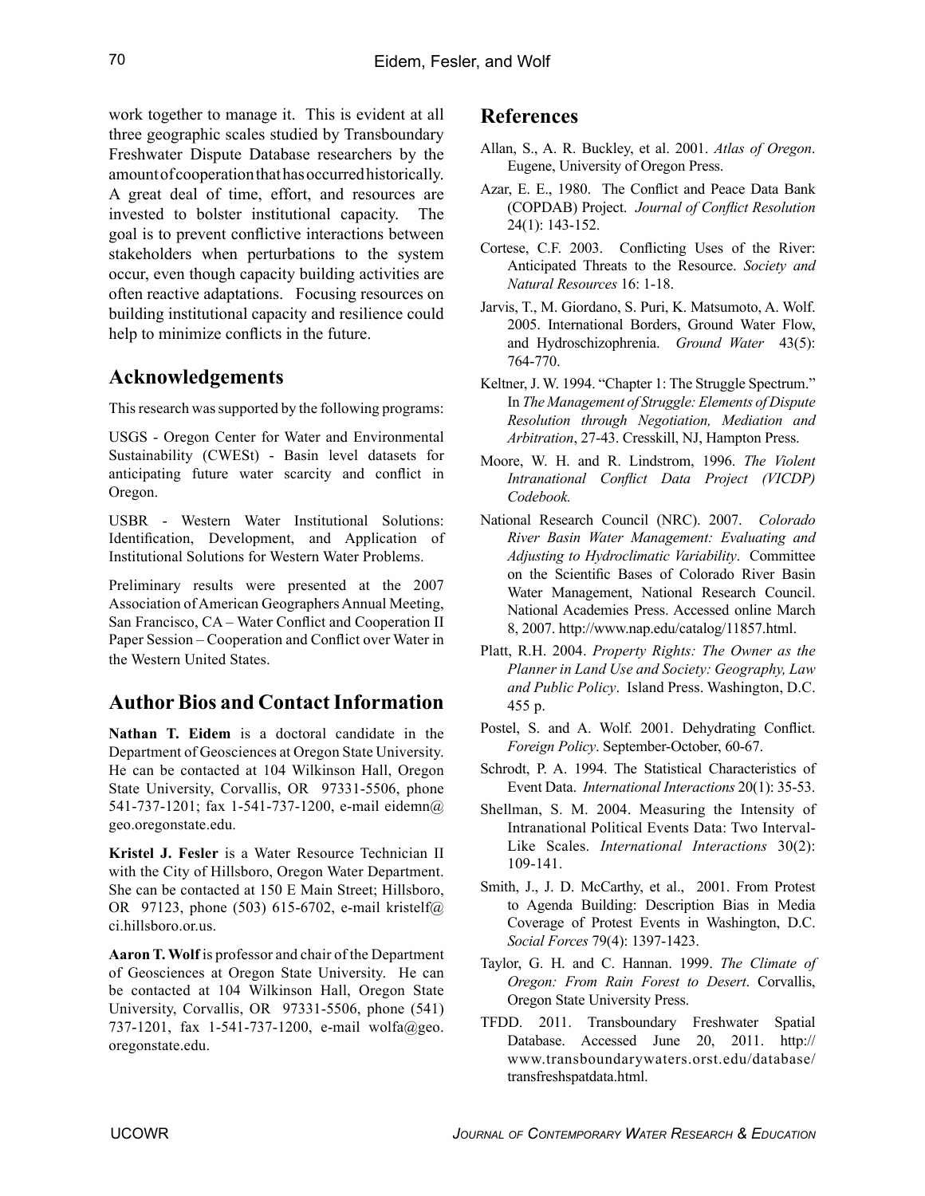work together to manage it. This is evident at all three geographic scales studied by Transboundary Freshwater Dispute Database researchers by the amount of cooperation that has occurred historically. A great deal of time, effort, and resources are invested to bolster institutional capacity. The goal is to prevent conflictive interactions between stakeholders when perturbations to the system occur, even though capacity building activities are often reactive adaptations. Focusing resources on building institutional capacity and resilience could help to minimize conflicts in the future.

## Acknowledgements

This research was supported by the following programs:

USGS - Oregon Center for Water and Environmental Sustainability (CWESt) - Basin level datasets for anticipating future water scarcity and conflict in Oregon.

USBR - Western Water Institutional Solutions: Identification, Development, and Application of Institutional Solutions for Western Water Problems.

Preliminary results were presented at the 2007 Association of American Geographers Annual Meeting, San Francisco, CA – Water Conflict and Cooperation II Paper Session – Cooperation and Conflict over Water in the Western United States.

## Author Bios and Contact Information

**Nathan T. Eidem** is a doctoral candidate in the Department of Geosciences at Oregon State University. He can be contacted at 104 Wilkinson Hall, Oregon State University, Corvallis, OR 97331-5506, phone 541-737-1201; fax 1-541-737-1200, e-mail eidemn@geo.oregonstate.edu.

**Kristel J. Fesler** is a Water Resource Technician II with the City of Hillsboro, Oregon Water Department. She can be contacted at 150 E Main Street; Hillsboro, OR 97123, phone (503) 615-6702, e-mail kristelf@ci.hillsboro.or.us.

**Aaron T. Wolf** is professor and chair of the Department of Geosciences at Oregon State University. He can be contacted at 104 Wilkinson Hall, Oregon State University, Corvallis, OR 97331-5506, phone (541) 737-1201, fax 1-541-737-1200, e-mail wolfa@geo.oregonstate.edu.

## References

Allan, S., A. R. Buckley, et al. 2001. *Atlas of Oregon*. Eugene, University of Oregon Press.

Azar, E. E., 1980. The Conflict and Peace Data Bank (COPDAB) Project. *Journal of Conflict Resolution* 24(1): 143-152.

Cortese, C.F. 2003. Conflicting Uses of the River: Anticipated Threats to the Resource. *Society and Natural Resources* 16: 1-18.

Jarvis, T., M. Giordano, S. Puri, K. Matsumoto, A. Wolf. 2005. International Borders, Ground Water Flow, and Hydroschizophrenia. *Ground Water* 43(5): 764-770.

Keltner, J. W. 1994. "Chapter 1: The Struggle Spectrum." In *The Management of Struggle: Elements of Dispute Resolution through Negotiation, Mediation and Arbitration*, 27-43. Cresskill, NJ, Hampton Press.

Moore, W. H. and R. Lindstrom, 1996. *The Violent Intranational Conflict Data Project (VICDP) Codebook.*

National Research Council (NRC). 2007. *Colorado River Basin Water Management: Evaluating and Adjusting to Hydroclimatic Variability*. Committee on the Scientific Bases of Colorado River Basin Water Management, National Research Council. National Academies Press. Accessed online March 8, 2007. http://www.nap.edu/catalog/11857.html.

Platt, R.H. 2004. *Property Rights: The Owner as the Planner in Land Use and Society: Geography, Law and Public Policy*. Island Press. Washington, D.C. 455 p.

Postel, S. and A. Wolf. 2001. Dehydrating Conflict. *Foreign Policy*. September-October, 60-67.

Schrodt, P. A. 1994. The Statistical Characteristics of Event Data. *International Interactions* 20(1): 35-53.

Shellman, S. M. 2004. Measuring the Intensity of Intranational Political Events Data: Two Interval-Like Scales. *International Interactions* 30(2): 109-141.

Smith, J., J. D. McCarthy, et al., 2001. From Protest to Agenda Building: Description Bias in Media Coverage of Protest Events in Washington, D.C. *Social Forces* 79(4): 1397-1423.

Taylor, G. H. and C. Hannan. 1999. *The Climate of Oregon: From Rain Forest to Desert*. Corvallis, Oregon State University Press.

TFDD. 2011. Transboundary Freshwater Spatial Database. Accessed June 20, 2011. http://www.transboundarywaters.orst.edu/database/transfreshspatdata.html.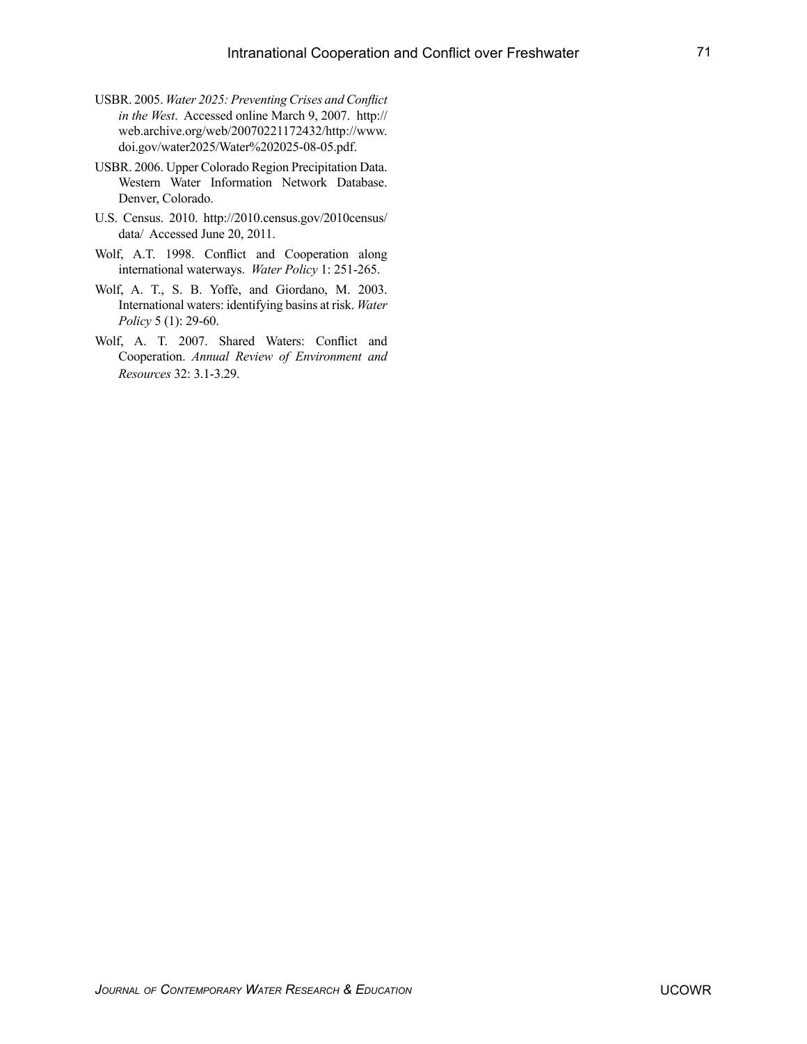USBR. 2005. *Water 2025: Preventing Crises and Conflict in the West*. Accessed online March 9, 2007. http://web.archive.org/web/20070221172432/http://www.doi.gov/water2025/Water%202025-08-05.pdf.

USBR. 2006. Upper Colorado Region Precipitation Data. Western Water Information Network Database. Denver, Colorado.

U.S. Census. 2010. http://2010.census.gov/2010census/data/ Accessed June 20, 2011.

Wolf, A.T. 1998. Conflict and Cooperation along international waterways. *Water Policy* 1: 251-265.

Wolf, A. T., S. B. Yoffe, and Giordano, M. 2003. International waters: identifying basins at risk. *Water Policy* 5 (1): 29-60.

Wolf, A. T. 2007. Shared Waters: Conflict and Cooperation. *Annual Review of Environment and Resources* 32: 3.1-3.29.